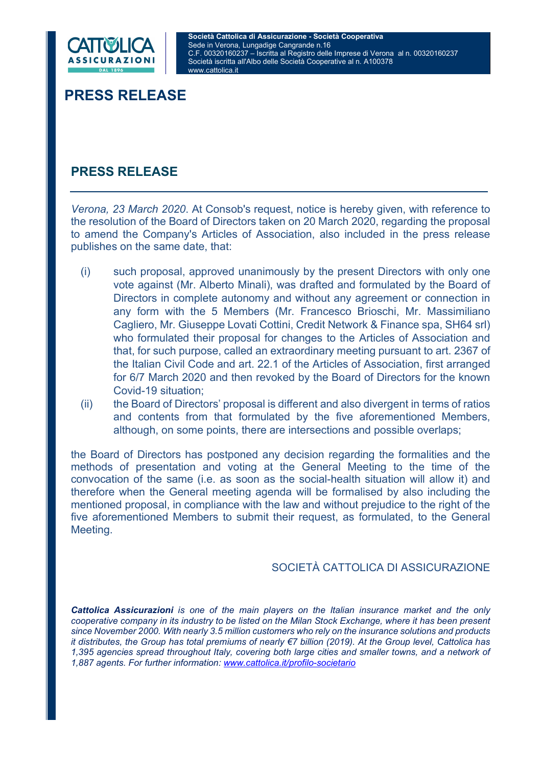**Società Cattolica di Assicurazione - Società Cooperativa**
Sede in Verona, Lungadige Cangrande n.16
C.F. 00320160237 – Iscritta al Registro delle Imprese di Verona al n. 00320160237
Società iscritta all'Albo delle Società Cooperative al n. A100378
www.cattolica.it

# PRESS RELEASE

## PRESS RELEASE

*Verona, 23 March 2020*. At Consob's request, notice is hereby given, with reference to the resolution of the Board of Directors taken on 20 March 2020, regarding the proposal to amend the Company's Articles of Association, also included in the press release publishes on the same date, that:

(i) such proposal, approved unanimously by the present Directors with only one vote against (Mr. Alberto Minali), was drafted and formulated by the Board of Directors in complete autonomy and without any agreement or connection in any form with the 5 Members (Mr. Francesco Brioschi, Mr. Massimiliano Cagliero, Mr. Giuseppe Lovati Cottini, Credit Network & Finance spa, SH64 srl) who formulated their proposal for changes to the Articles of Association and that, for such purpose, called an extraordinary meeting pursuant to art. 2367 of the Italian Civil Code and art. 22.1 of the Articles of Association, first arranged for 6/7 March 2020 and then revoked by the Board of Directors for the known Covid-19 situation;

(ii) the Board of Directors' proposal is different and also divergent in terms of ratios and contents from that formulated by the five aforementioned Members, although, on some points, there are intersections and possible overlaps;

the Board of Directors has postponed any decision regarding the formalities and the methods of presentation and voting at the General Meeting to the time of the convocation of the same (i.e. as soon as the social-health situation will allow it) and therefore when the General meeting agenda will be formalised by also including the mentioned proposal, in compliance with the law and without prejudice to the right of the five aforementioned Members to submit their request, as formulated, to the General Meeting.

SOCIETÀ CATTOLICA DI ASSICURAZIONE

***Cattolica Assicurazioni*** *is one of the main players on the Italian insurance market and the only cooperative company in its industry to be listed on the Milan Stock Exchange, where it has been present since November 2000. With nearly 3.5 million customers who rely on the insurance solutions and products it distributes, the Group has total premiums of nearly €7 billion (2019). At the Group level, Cattolica has 1,395 agencies spread throughout Italy, covering both large cities and smaller towns, and a network of 1,887 agents. For further information: [www.cattolica.it/profilo-societario](www.cattolica.it/profilo-societario)*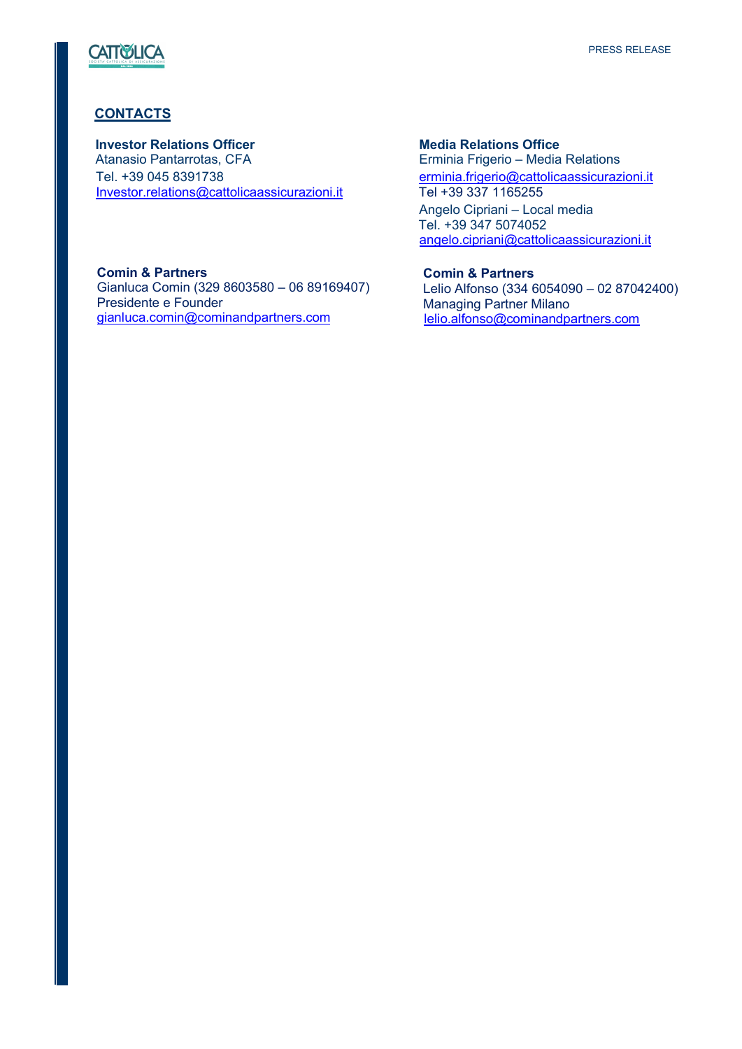## CONTACTS

**Investor Relations Officer**
Atanasio Pantarrotas, CFA
Tel. +39 045 8391738
Investor.relations@cattolicaassicurazioni.it

**Media Relations Office**
Erminia Frigerio – Media Relations
erminia.frigerio@cattolicaassicurazioni.it
Tel +39 337 1165255
Angelo Cipriani – Local media
Tel. +39 347 5074052
angelo.cipriani@cattolicaassicurazioni.it

**Comin & Partners**
Gianluca Comin (329 8603580 – 06 89169407)
Presidente e Founder
gianluca.comin@cominandpartners.com

**Comin & Partners**
Lelio Alfonso (334 6054090 – 02 87042400)
Managing Partner Milano
lelio.alfonso@cominandpartners.com